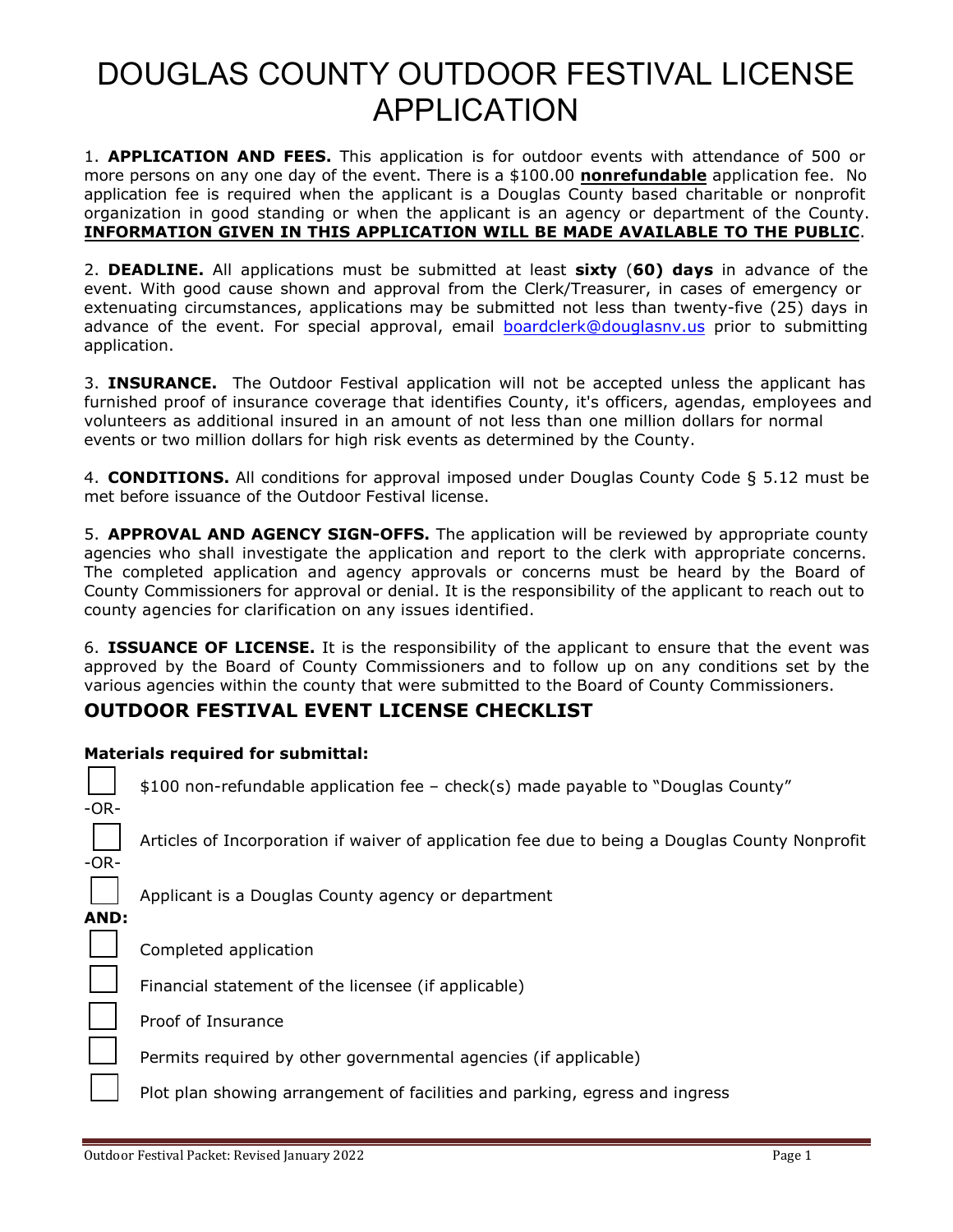# DOUGLAS COUNTY OUTDOOR FESTIVAL LICENSE APPLICATION

1. **APPLICATION AND FEES.** This application is for outdoor events with attendance of 500 or more persons on any one day of the event. There is a $100.00 **nonrefundable** application fee. No application fee is required when the applicant is a Douglas County based charitable or nonprofit organization in good standing or when the applicant is an agency or department of the County. **INFORMATION GIVEN IN THIS APPLICATION WILL BE MADE AVAILABLE TO THE PUBLIC**.

2. **DEADLINE.** All applications must be submitted at least **sixty** (**60) days** in advance of the event. With good cause shown and approval from the Clerk/Treasurer, in cases of emergency or extenuating circumstances, applications may be submitted not less than twenty-five (25) days in advance of the event. For special approval, email boardclerk@douglasnv.us prior to submitting application.

3. **INSURANCE.** The Outdoor Festival application will not be accepted unless the applicant has furnished proof of insurance coverage that identifies County, it's officers, agendas, employees and volunteers as additional insured in an amount of not less than one million dollars for normal events or two million dollars for high risk events as determined by the County.

4. **CONDITIONS.** All conditions for approval imposed under Douglas County Code § 5.12 must be met before issuance of the Outdoor Festival license.

5. **APPROVAL AND AGENCY SIGN-OFFS.** The application will be reviewed by appropriate county agencies who shall investigate the application and report to the clerk with appropriate concerns. The completed application and agency approvals or concerns must be heard by the Board of County Commissioners for approval or denial. It is the responsibility of the applicant to reach out to county agencies for clarification on any issues identified.

6. **ISSUANCE OF LICENSE.** It is the responsibility of the applicant to ensure that the event was approved by the Board of County Commissioners and to follow up on any conditions set by the various agencies within the county that were submitted to the Board of County Commissioners.

## OUTDOOR FESTIVAL EVENT LICENSE CHECKLIST

**Materials required for submittal:**

☐ $100 non-refundable application fee – check(s) made payable to "Douglas County"

-OR-

☐ Articles of Incorporation if waiver of application fee due to being a Douglas County Nonprofit

-OR-

☐ Applicant is a Douglas County agency or department

**AND:**

☐ Completed application

☐ Financial statement of the licensee (if applicable)

☐ Proof of Insurance

☐ Permits required by other governmental agencies (if applicable)

☐ Plot plan showing arrangement of facilities and parking, egress and ingress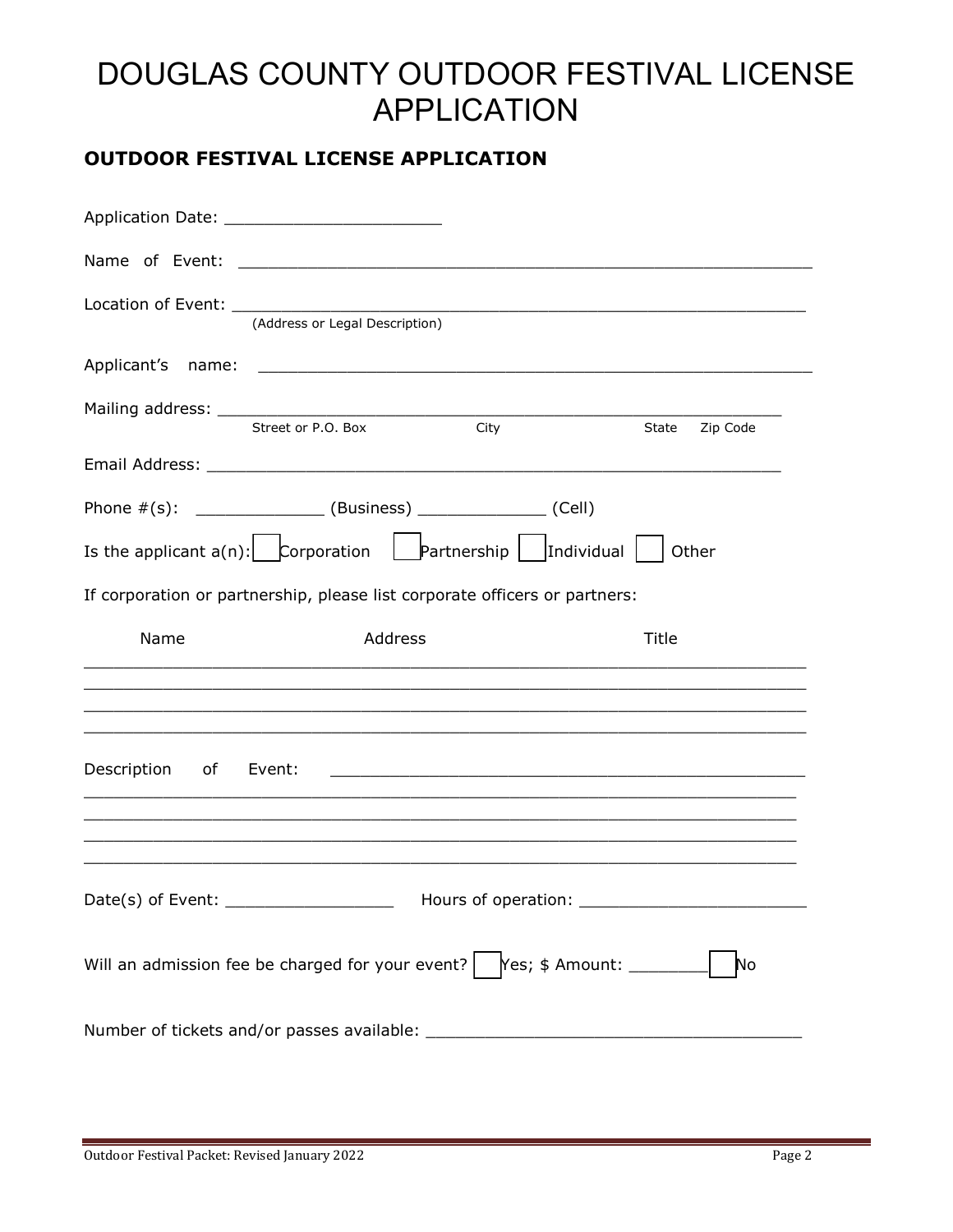# DOUGLAS COUNTY OUTDOOR FESTIVAL LICENSE APPLICATION

## OUTDOOR FESTIVAL LICENSE APPLICATION

Application Date: ______________________

Name of Event: ____________________________________________________________

Location of Event: __________________________________________________________
(Address or Legal Description)

Applicant's name: __________________________________________________________

Mailing address: ___________________________________________________________
Street or P.O. Box City State Zip Code

Email Address: ____________________________________________________________

Phone #(s): _____________ (Business) _____________ (Cell)

Is the applicant a(n): ☐ Corporation ☐ Partnership ☐ Individual ☐ Other

If corporation or partnership, please list corporate officers or partners:

| Name | Address | Title |
|---|---|---|
| | | |
| | | |
| | | |
| | | |

Description of Event: _______________________________________________________
___________________________________________________________________________
___________________________________________________________________________
___________________________________________________________________________
___________________________________________________________________________

Date(s) of Event: _________________ Hours of operation: _______________________

Will an admission fee be charged for your event? ☐ Yes; $ Amount: ________ ☐ No

Number of tickets and/or passes available: _______________________________________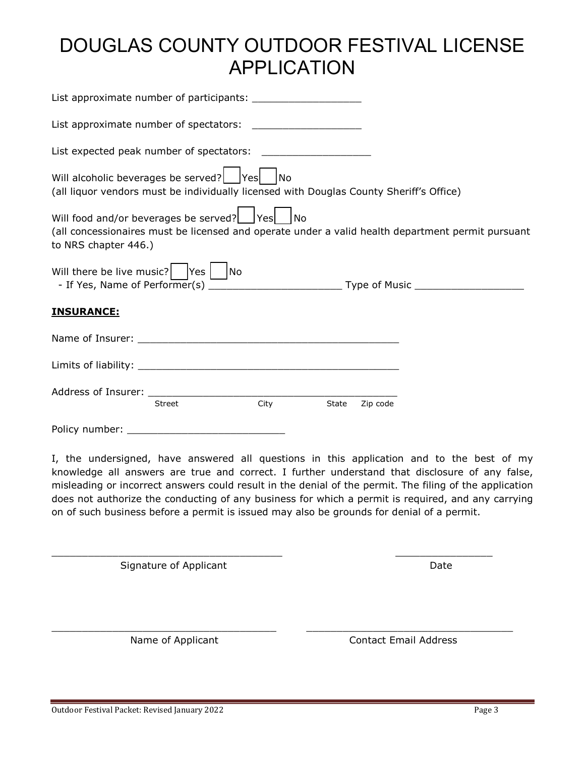# DOUGLAS COUNTY OUTDOOR FESTIVAL LICENSE APPLICATION

List approximate number of participants: ________________

List approximate number of spectators: ________________

List expected peak number of spectators: ________________

Will alcoholic beverages be served? ☐ Yes ☐ No
(all liquor vendors must be individually licensed with Douglas County Sheriff's Office)

Will food and/or beverages be served? ☐ Yes ☐ No
(all concessionaires must be licensed and operate under a valid health department permit pursuant to NRS chapter 446.)

Will there be live music? ☐ Yes ☐ No
- If Yes, Name of Performer(s) ____________________ Type of Music ________________

**INSURANCE:**

Name of Insurer: ________________________________________

Limits of liability: ________________________________________

Address of Insurer: ________________________________________
Street City State Zip code

Policy number: ________________________

I, the undersigned, have answered all questions in this application and to the best of my knowledge all answers are true and correct. I further understand that disclosure of any false, misleading or incorrect answers could result in the denial of the permit. The filing of the application does not authorize the conducting of any business for which a permit is required, and any carrying on of such business before a permit is issued may also be grounds for denial of a permit.

___________________________________ ______________
Signature of Applicant Date

___________________________________ ______________________________
Name of Applicant Contact Email Address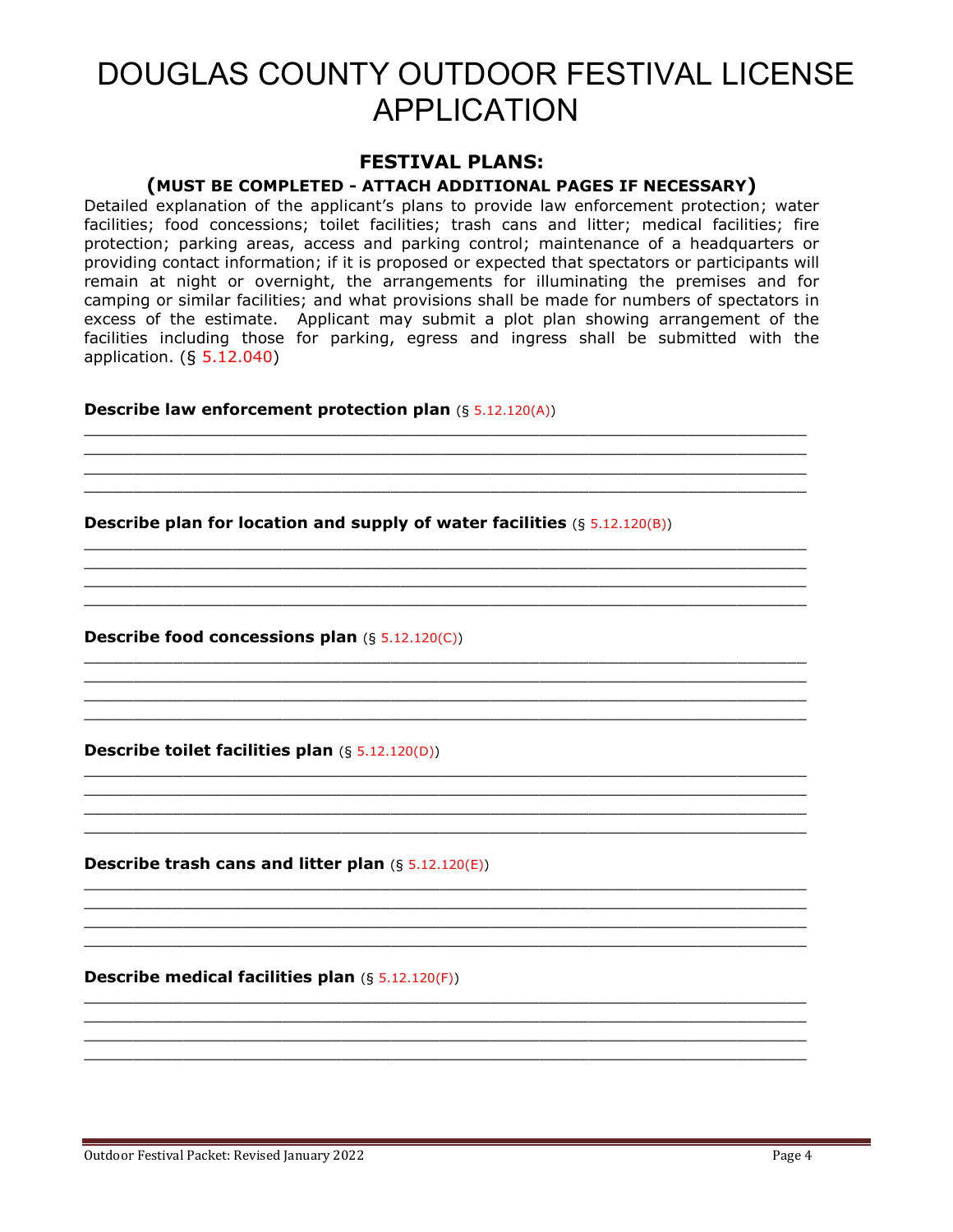# DOUGLAS COUNTY OUTDOOR FESTIVAL LICENSE APPLICATION

## FESTIVAL PLANS:

### (MUST BE COMPLETED - ATTACH ADDITIONAL PAGES IF NECESSARY)

Detailed explanation of the applicant's plans to provide law enforcement protection; water facilities; food concessions; toilet facilities; trash cans and litter; medical facilities; fire protection; parking areas, access and parking control; maintenance of a headquarters or providing contact information; if it is proposed or expected that spectators or participants will remain at night or overnight, the arrangements for illuminating the premises and for camping or similar facilities; and what provisions shall be made for numbers of spectators in excess of the estimate. Applicant may submit a plot plan showing arrangement of the facilities including those for parking, egress and ingress shall be submitted with the application. (§ 5.12.040)

**Describe law enforcement protection plan** (§ 5.12.120(A))

____________________________________________________________________________
____________________________________________________________________________
____________________________________________________________________________
____________________________________________________________________________

**Describe plan for location and supply of water facilities** (§ 5.12.120(B))

____________________________________________________________________________
____________________________________________________________________________
____________________________________________________________________________
____________________________________________________________________________

**Describe food concessions plan** (§ 5.12.120(C))

____________________________________________________________________________
____________________________________________________________________________
____________________________________________________________________________
____________________________________________________________________________

**Describe toilet facilities plan** (§ 5.12.120(D))

____________________________________________________________________________
____________________________________________________________________________
____________________________________________________________________________
____________________________________________________________________________

**Describe trash cans and litter plan** (§ 5.12.120(E))

____________________________________________________________________________
____________________________________________________________________________
____________________________________________________________________________
____________________________________________________________________________

**Describe medical facilities plan** (§ 5.12.120(F))

____________________________________________________________________________
____________________________________________________________________________
____________________________________________________________________________
____________________________________________________________________________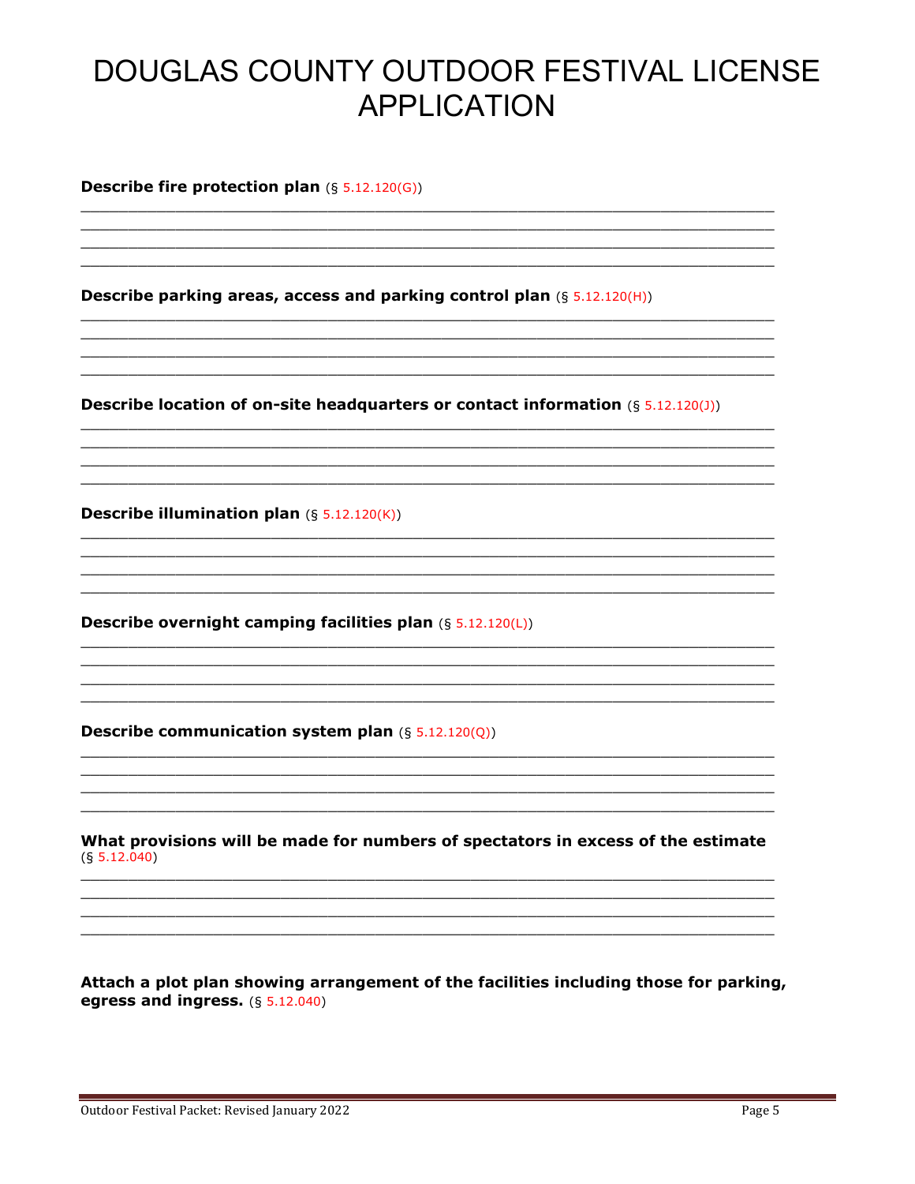# DOUGLAS COUNTY OUTDOOR FESTIVAL LICENSE APPLICATION

**Describe fire protection plan** (§ 5.12.120(G))

______________________________________________________________________________
______________________________________________________________________________
______________________________________________________________________________
______________________________________________________________________________

**Describe parking areas, access and parking control plan** (§ 5.12.120(H))

______________________________________________________________________________
______________________________________________________________________________
______________________________________________________________________________
______________________________________________________________________________

**Describe location of on-site headquarters or contact information** (§ 5.12.120(J))

______________________________________________________________________________
______________________________________________________________________________
______________________________________________________________________________
______________________________________________________________________________

**Describe illumination plan** (§ 5.12.120(K))

______________________________________________________________________________
______________________________________________________________________________
______________________________________________________________________________
______________________________________________________________________________

**Describe overnight camping facilities plan** (§ 5.12.120(L))

______________________________________________________________________________
______________________________________________________________________________
______________________________________________________________________________
______________________________________________________________________________

**Describe communication system plan** (§ 5.12.120(Q))

______________________________________________________________________________
______________________________________________________________________________
______________________________________________________________________________
______________________________________________________________________________

**What provisions will be made for numbers of spectators in excess of the estimate** (§ 5.12.040)

______________________________________________________________________________
______________________________________________________________________________
______________________________________________________________________________
______________________________________________________________________________

**Attach a plot plan showing arrangement of the facilities including those for parking, egress and ingress.** (§ 5.12.040)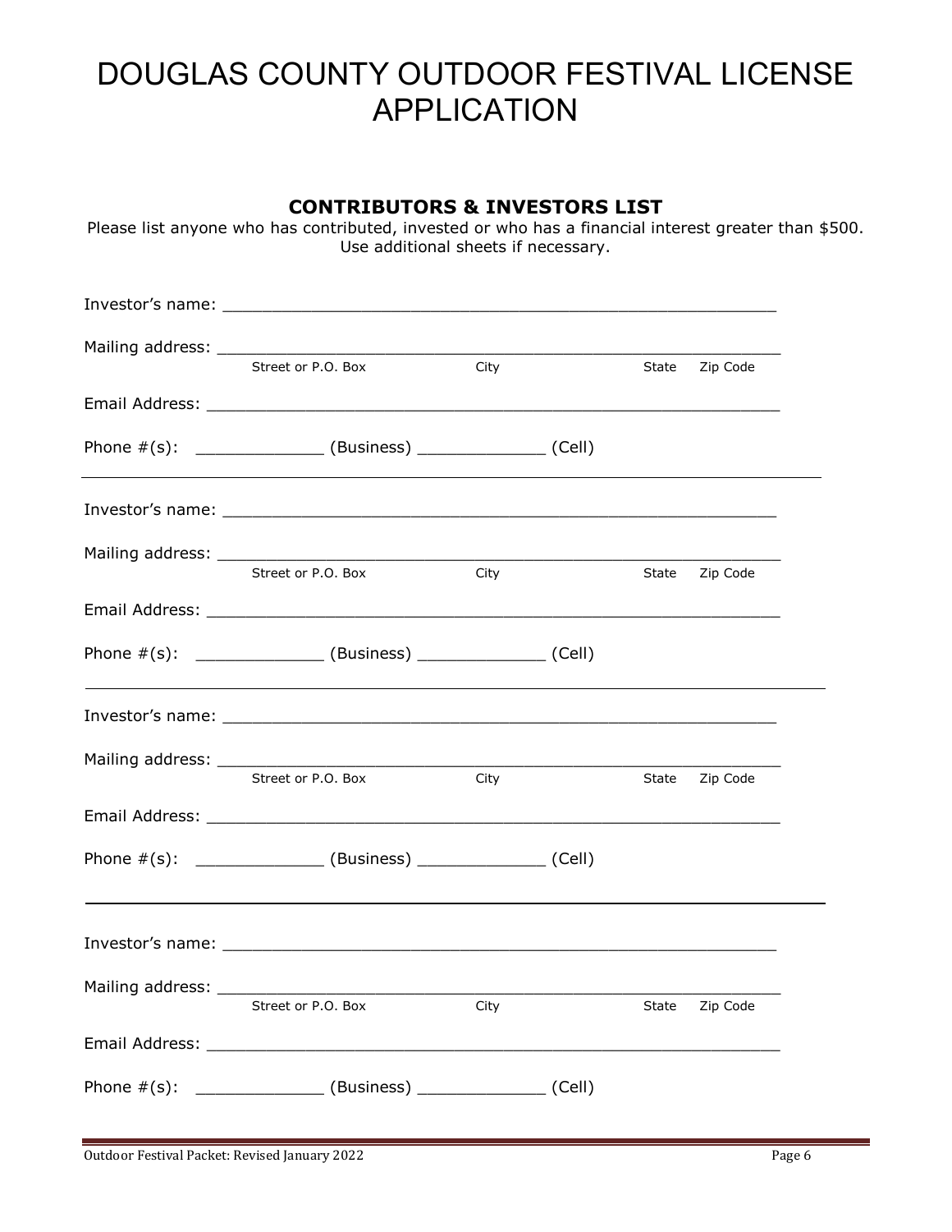# DOUGLAS COUNTY OUTDOOR FESTIVAL LICENSE APPLICATION

## CONTRIBUTORS & INVESTORS LIST

Please list anyone who has contributed, invested or who has a financial interest greater than $500. Use additional sheets if necessary.

Investor's name: ___________________________________________________________

Mailing address: ___________________________________________________________
Street or P.O. Box          City          State    Zip Code

Email Address: ___________________________________________________________

Phone #(s): _____________ (Business) _____________ (Cell)

---

Investor's name: ___________________________________________________________

Mailing address: ___________________________________________________________
Street or P.O. Box          City          State    Zip Code

Email Address: ___________________________________________________________

Phone #(s): _____________ (Business) _____________ (Cell)

---

Investor's name: ___________________________________________________________

Mailing address: ___________________________________________________________
Street or P.O. Box          City          State    Zip Code

Email Address: ___________________________________________________________

Phone #(s): _____________ (Business) _____________ (Cell)

---

Investor's name: ___________________________________________________________

Mailing address: ___________________________________________________________
Street or P.O. Box          City          State    Zip Code

Email Address: ___________________________________________________________

Phone #(s): _____________ (Business) _____________ (Cell)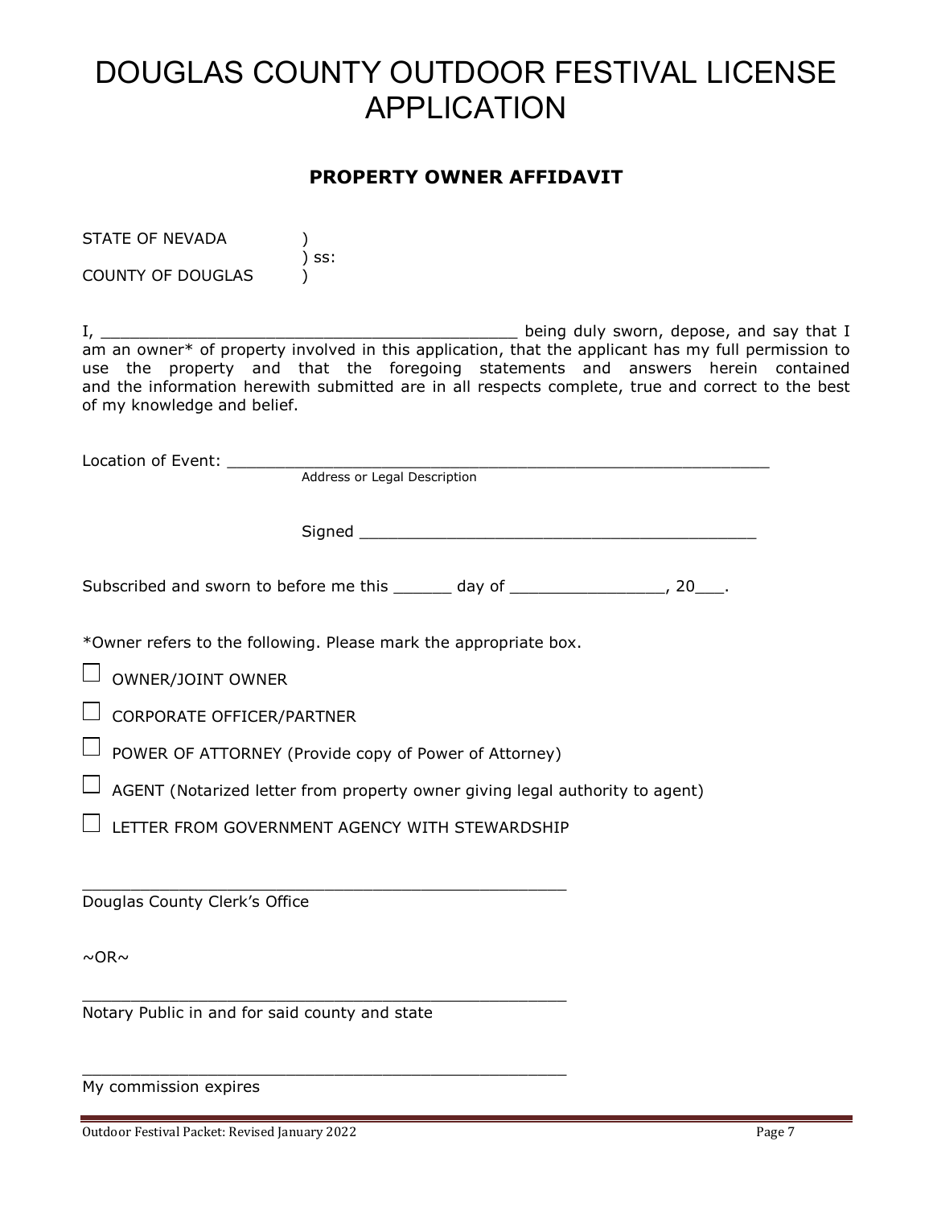# DOUGLAS COUNTY OUTDOOR FESTIVAL LICENSE APPLICATION

## PROPERTY OWNER AFFIDAVIT

STATE OF NEVADA )
) ss:
COUNTY OF DOUGLAS )

I, ____________________________________________ being duly sworn, depose, and say that I am an owner* of property involved in this application, that the applicant has my full permission to use the property and that the foregoing statements and answers herein contained and the information herewith submitted are in all respects complete, true and correct to the best of my knowledge and belief.

Location of Event: ____________________________________________________________
Address or Legal Description

Signed __________________________________________

Subscribed and sworn to before me this ______ day of ________________, 20___.

*Owner refers to the following. Please mark the appropriate box.

- ☐ OWNER/JOINT OWNER
- ☐ CORPORATE OFFICER/PARTNER
- ☐ POWER OF ATTORNEY (Provide copy of Power of Attorney)
- ☐ AGENT (Notarized letter from property owner giving legal authority to agent)
- ☐ LETTER FROM GOVERNMENT AGENCY WITH STEWARDSHIP

___________________________________________________
Douglas County Clerk's Office

~OR~

___________________________________________________
Notary Public in and for said county and state

___________________________________________________
My commission expires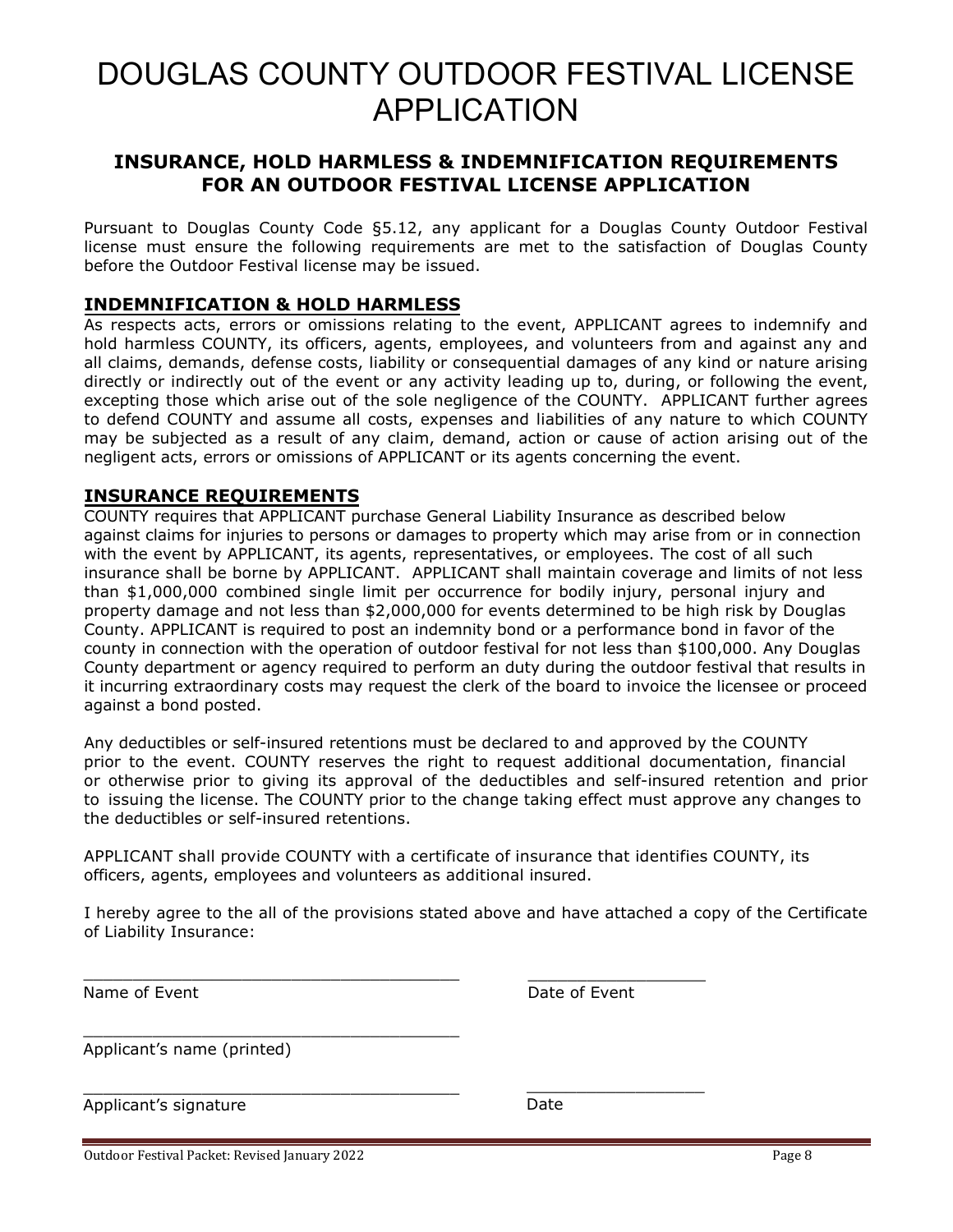# DOUGLAS COUNTY OUTDOOR FESTIVAL LICENSE APPLICATION

## INSURANCE, HOLD HARMLESS & INDEMNIFICATION REQUIREMENTS FOR AN OUTDOOR FESTIVAL LICENSE APPLICATION

Pursuant to Douglas County Code §5.12, any applicant for a Douglas County Outdoor Festival license must ensure the following requirements are met to the satisfaction of Douglas County before the Outdoor Festival license may be issued.

### INDEMNIFICATION & HOLD HARMLESS

As respects acts, errors or omissions relating to the event, APPLICANT agrees to indemnify and hold harmless COUNTY, its officers, agents, employees, and volunteers from and against any and all claims, demands, defense costs, liability or consequential damages of any kind or nature arising directly or indirectly out of the event or any activity leading up to, during, or following the event, excepting those which arise out of the sole negligence of the COUNTY. APPLICANT further agrees to defend COUNTY and assume all costs, expenses and liabilities of any nature to which COUNTY may be subjected as a result of any claim, demand, action or cause of action arising out of the negligent acts, errors or omissions of APPLICANT or its agents concerning the event.

### INSURANCE REQUIREMENTS

COUNTY requires that APPLICANT purchase General Liability Insurance as described below against claims for injuries to persons or damages to property which may arise from or in connection with the event by APPLICANT, its agents, representatives, or employees. The cost of all such insurance shall be borne by APPLICANT. APPLICANT shall maintain coverage and limits of not less than $1,000,000 combined single limit per occurrence for bodily injury, personal injury and property damage and not less than $2,000,000 for events determined to be high risk by Douglas County. APPLICANT is required to post an indemnity bond or a performance bond in favor of the county in connection with the operation of outdoor festival for not less than $100,000. Any Douglas County department or agency required to perform an duty during the outdoor festival that results in it incurring extraordinary costs may request the clerk of the board to invoice the licensee or proceed against a bond posted.

Any deductibles or self-insured retentions must be declared to and approved by the COUNTY prior to the event. COUNTY reserves the right to request additional documentation, financial or otherwise prior to giving its approval of the deductibles and self-insured retention and prior to issuing the license. The COUNTY prior to the change taking effect must approve any changes to the deductibles or self-insured retentions.

APPLICANT shall provide COUNTY with a certificate of insurance that identifies COUNTY, its officers, agents, employees and volunteers as additional insured.

I hereby agree to the all of the provisions stated above and have attached a copy of the Certificate of Liability Insurance:

\_\_\_\_\_\_\_\_\_\_\_\_\_\_\_\_\_\_\_\_\_\_\_\_\_\_\_\_\_\_\_\_\_\_\_\_\_\_\_\_ \_\_\_\_\_\_\_\_\_\_\_\_\_\_\_\_\_\_\_
Name of Event Date of Event

\_\_\_\_\_\_\_\_\_\_\_\_\_\_\_\_\_\_\_\_\_\_\_\_\_\_\_\_\_\_\_\_\_\_\_\_\_\_\_\_
Applicant's name (printed)

\_\_\_\_\_\_\_\_\_\_\_\_\_\_\_\_\_\_\_\_\_\_\_\_\_\_\_\_\_\_\_\_\_\_\_\_\_\_\_\_ \_\_\_\_\_\_\_\_\_\_\_\_\_\_\_\_\_\_\_
Applicant's signature Date

Outdoor Festival Packet: Revised January 2022